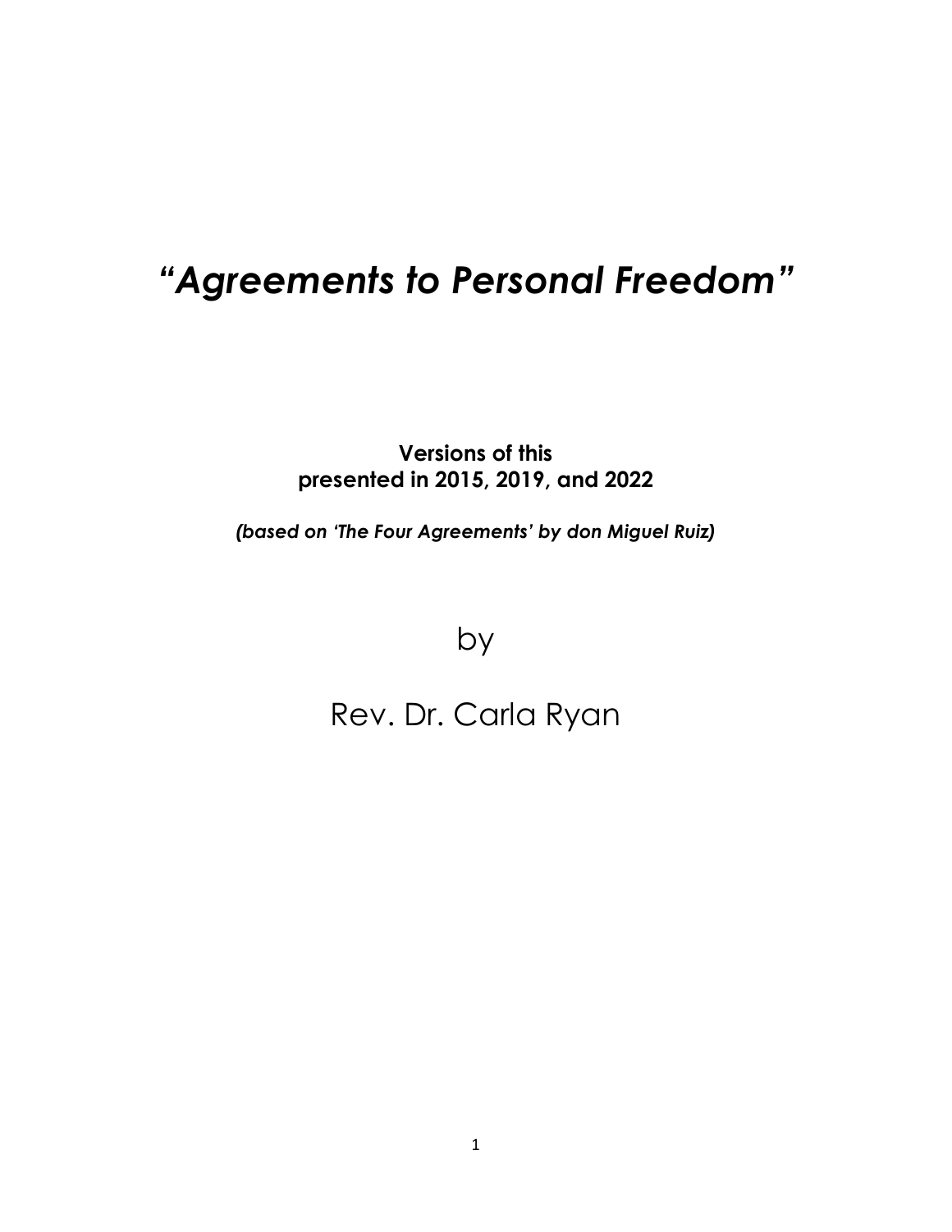# *"Agreements to Personal Freedom"*

**Versions of this presented in 2015, 2019, and 2022**

***(based on 'The Four Agreements' by don Miguel Ruiz)***

by

Rev. Dr. Carla Ryan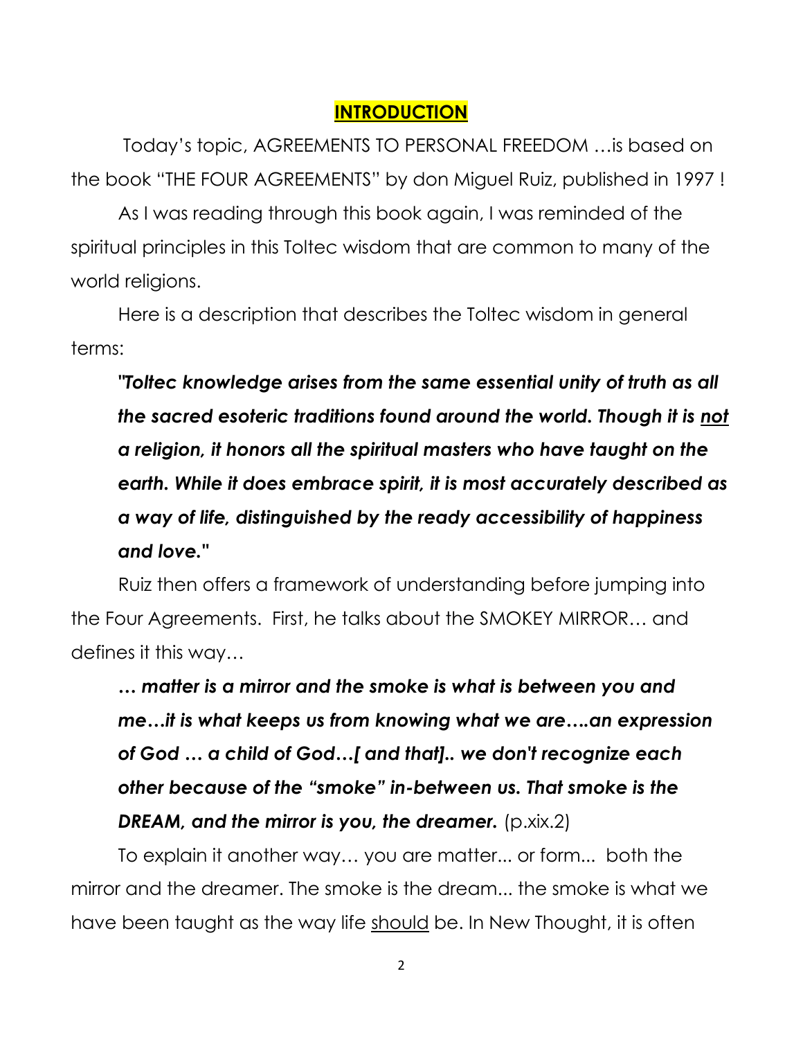# INTRODUCTION

Today's topic, AGREEMENTS TO PERSONAL FREEDOM …is based on the book "THE FOUR AGREEMENTS" by don Miguel Ruiz, published in 1997 !

As I was reading through this book again, I was reminded of the spiritual principles in this Toltec wisdom that are common to many of the world religions.

Here is a description that describes the Toltec wisdom in general terms:

> ***"Toltec knowledge arises from the same essential unity of truth as all the sacred esoteric traditions found around the world. Though it is not a religion, it honors all the spiritual masters who have taught on the earth. While it does embrace spirit, it is most accurately described as a way of life, distinguished by the ready accessibility of happiness and love."***

Ruiz then offers a framework of understanding before jumping into the Four Agreements. First, he talks about the SMOKEY MIRROR… and defines it this way…

> ***… matter is a mirror and the smoke is what is between you and me…it is what keeps us from knowing what we are….an expression of God … a child of God…[ and that].. we don't recognize each other because of the "smoke" in-between us. That smoke is the DREAM, and the mirror is you, the dreamer.*** (p.xix.2)

To explain it another way… you are matter... or form... both the mirror and the dreamer. The smoke is the dream... the smoke is what we have been taught as the way life <u>should</u> be. In New Thought, it is often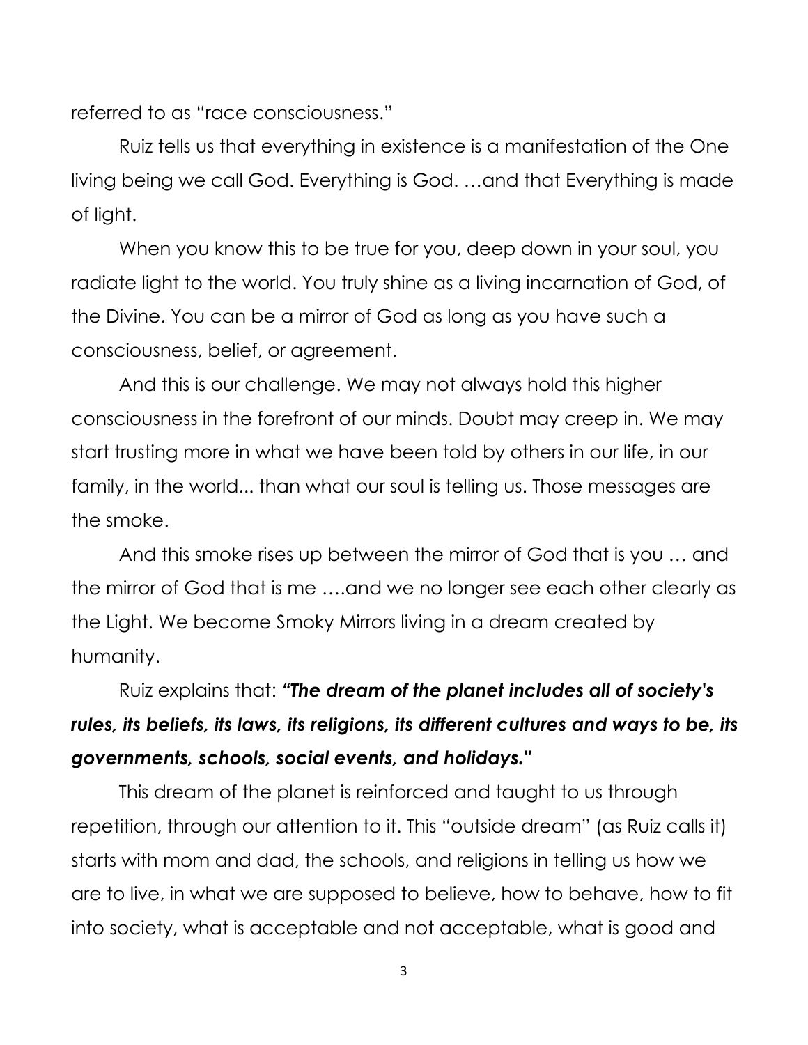referred to as "race consciousness."

Ruiz tells us that everything in existence is a manifestation of the One living being we call God. Everything is God. …and that Everything is made of light.

When you know this to be true for you, deep down in your soul, you radiate light to the world. You truly shine as a living incarnation of God, of the Divine. You can be a mirror of God as long as you have such a consciousness, belief, or agreement.

And this is our challenge. We may not always hold this higher consciousness in the forefront of our minds. Doubt may creep in. We may start trusting more in what we have been told by others in our life, in our family, in the world... than what our soul is telling us. Those messages are the smoke.

And this smoke rises up between the mirror of God that is you … and the mirror of God that is me ….and we no longer see each other clearly as the Light. We become Smoky Mirrors living in a dream created by humanity.

Ruiz explains that: ***"The dream of the planet includes all of society's rules, its beliefs, its laws, its religions, its different cultures and ways to be, its governments, schools, social events, and holidays."***

This dream of the planet is reinforced and taught to us through repetition, through our attention to it. This "outside dream" (as Ruiz calls it) starts with mom and dad, the schools, and religions in telling us how we are to live, in what we are supposed to believe, how to behave, how to fit into society, what is acceptable and not acceptable, what is good and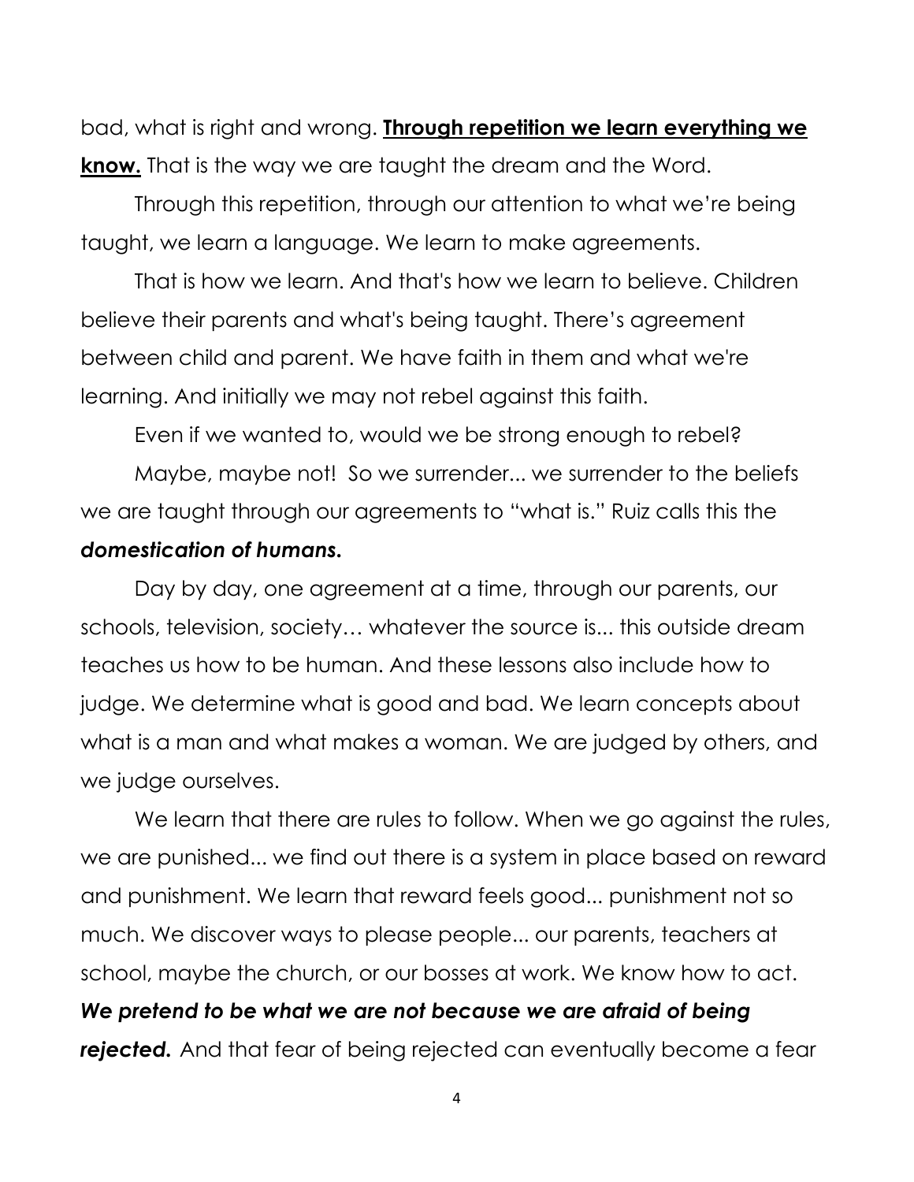bad, what is right and wrong. <u>**Through repetition we learn everything we know.**</u> That is the way we are taught the dream and the Word.

Through this repetition, through our attention to what we're being taught, we learn a language. We learn to make agreements.

That is how we learn. And that's how we learn to believe. Children believe their parents and what's being taught. There's agreement between child and parent. We have faith in them and what we're learning. And initially we may not rebel against this faith.

Even if we wanted to, would we be strong enough to rebel?

Maybe, maybe not! So we surrender... we surrender to the beliefs we are taught through our agreements to "what is." Ruiz calls this the ***domestication of humans.***

Day by day, one agreement at a time, through our parents, our schools, television, society… whatever the source is... this outside dream teaches us how to be human. And these lessons also include how to judge. We determine what is good and bad. We learn concepts about what is a man and what makes a woman. We are judged by others, and we judge ourselves.

We learn that there are rules to follow. When we go against the rules, we are punished... we find out there is a system in place based on reward and punishment. We learn that reward feels good... punishment not so much. We discover ways to please people... our parents, teachers at school, maybe the church, or our bosses at work. We know how to act. ***We pretend to be what we are not because we are afraid of being rejected.*** And that fear of being rejected can eventually become a fear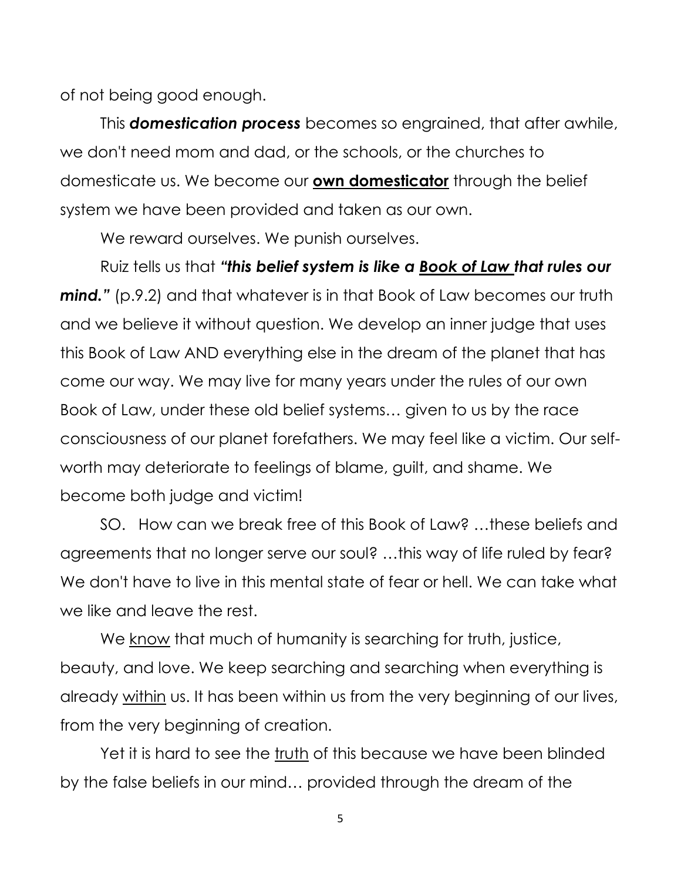of not being good enough.

This ***domestication process*** becomes so engrained, that after awhile, we don't need mom and dad, or the schools, or the churches to domesticate us. We become our **<u>own domesticator</u>** through the belief system we have been provided and taken as our own.

We reward ourselves. We punish ourselves.

Ruiz tells us that ***"this belief system is like a <u>Book of Law</u> that rules our mind."*** (p.9.2) and that whatever is in that Book of Law becomes our truth and we believe it without question. We develop an inner judge that uses this Book of Law AND everything else in the dream of the planet that has come our way. We may live for many years under the rules of our own Book of Law, under these old belief systems… given to us by the race consciousness of our planet forefathers. We may feel like a victim. Our self-worth may deteriorate to feelings of blame, guilt, and shame. We become both judge and victim!

SO. How can we break free of this Book of Law? …these beliefs and agreements that no longer serve our soul? …this way of life ruled by fear? We don't have to live in this mental state of fear or hell. We can take what we like and leave the rest.

We <u>know</u> that much of humanity is searching for truth, justice, beauty, and love. We keep searching and searching when everything is already <u>within</u> us. It has been within us from the very beginning of our lives, from the very beginning of creation.

Yet it is hard to see the <u>truth</u> of this because we have been blinded by the false beliefs in our mind… provided through the dream of the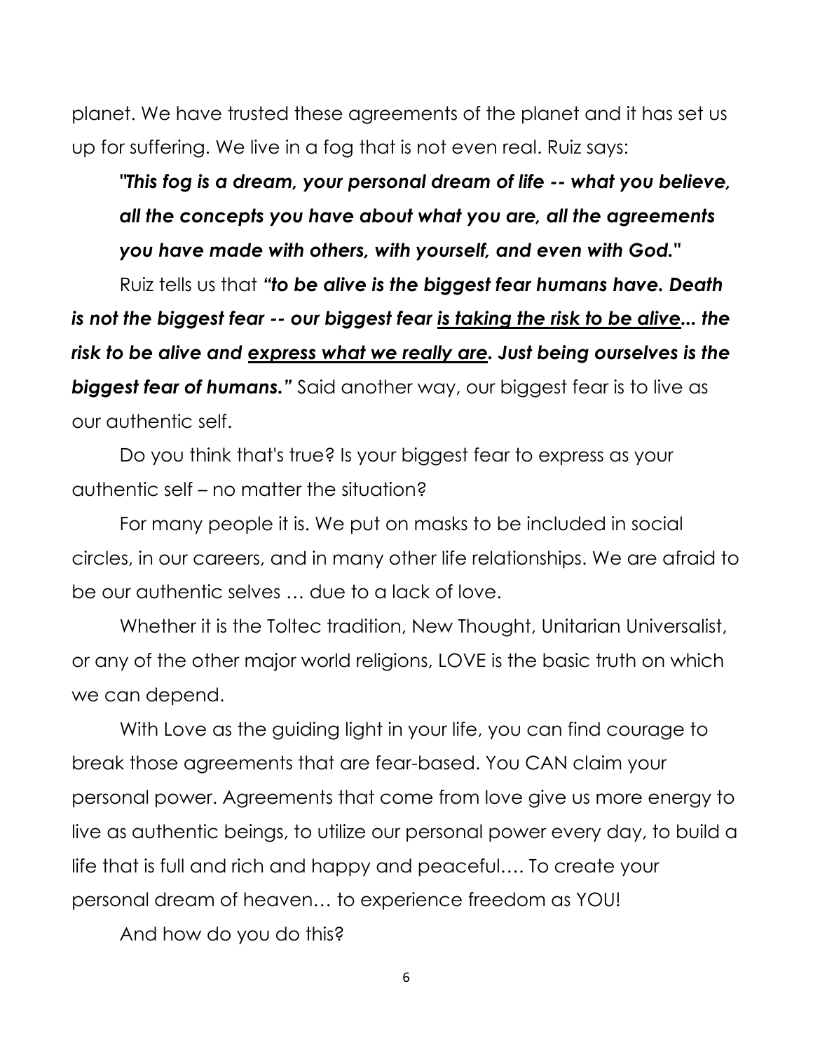planet. We have trusted these agreements of the planet and it has set us up for suffering. We live in a fog that is not even real. Ruiz says:

> ***"This fog is a dream, your personal dream of life -- what you believe, all the concepts you have about what you are, all the agreements you have made with others, with yourself, and even with God."***

Ruiz tells us that ***"to be alive is the biggest fear humans have. Death is not the biggest fear -- our biggest fear <u>is taking the risk to be alive</u>... the risk to be alive and <u>express what we really are</u>. Just being ourselves is the biggest fear of humans."*** Said another way, our biggest fear is to live as our authentic self.

Do you think that's true? Is your biggest fear to express as your authentic self – no matter the situation?

For many people it is. We put on masks to be included in social circles, in our careers, and in many other life relationships. We are afraid to be our authentic selves … due to a lack of love.

Whether it is the Toltec tradition, New Thought, Unitarian Universalist, or any of the other major world religions, LOVE is the basic truth on which we can depend.

With Love as the guiding light in your life, you can find courage to break those agreements that are fear-based. You CAN claim your personal power. Agreements that come from love give us more energy to live as authentic beings, to utilize our personal power every day, to build a life that is full and rich and happy and peaceful…. To create your personal dream of heaven… to experience freedom as YOU!

And how do you do this?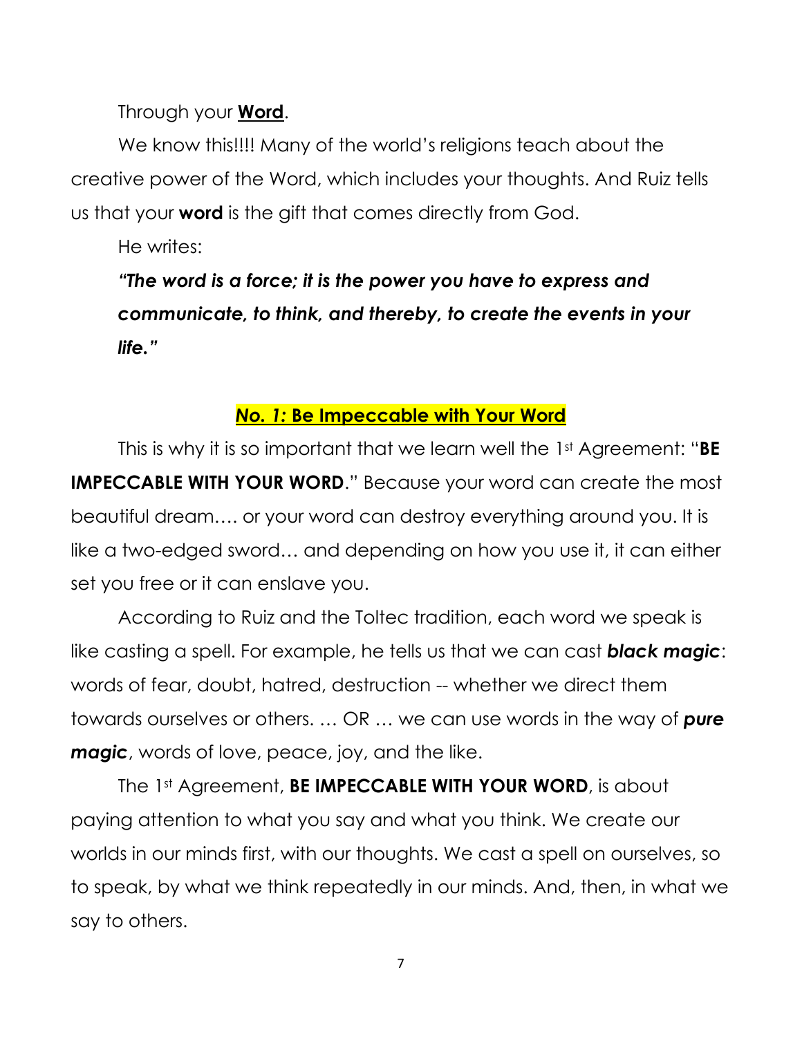Through your **Word**.

We know this!!!! Many of the world's religions teach about the creative power of the Word, which includes your thoughts. And Ruiz tells us that your **word** is the gift that comes directly from God.

He writes:

***"The word is a force; it is the power you have to express and communicate, to think, and thereby, to create the events in your life."***

## ***No. 1:* Be Impeccable with Your Word**

This is why it is so important that we learn well the 1st Agreement: "**BE IMPECCABLE WITH YOUR WORD**." Because your word can create the most beautiful dream…. or your word can destroy everything around you. It is like a two-edged sword… and depending on how you use it, it can either set you free or it can enslave you.

According to Ruiz and the Toltec tradition, each word we speak is like casting a spell. For example, he tells us that we can cast ***black magic***: words of fear, doubt, hatred, destruction -- whether we direct them towards ourselves or others. … OR … we can use words in the way of ***pure magic***, words of love, peace, joy, and the like.

The 1st Agreement, **BE IMPECCABLE WITH YOUR WORD**, is about paying attention to what you say and what you think. We create our worlds in our minds first, with our thoughts. We cast a spell on ourselves, so to speak, by what we think repeatedly in our minds. And, then, in what we say to others.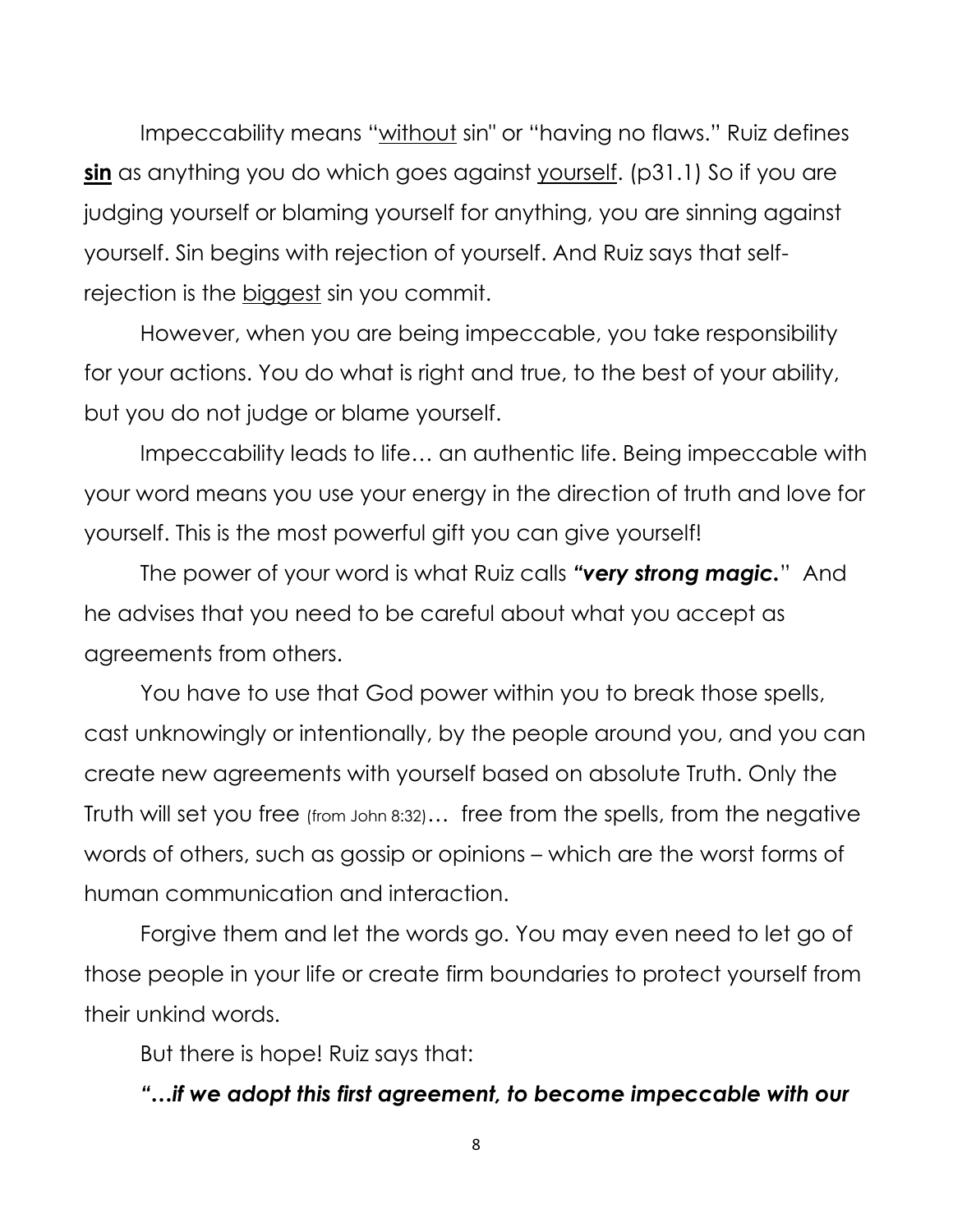Impeccability means "<u>without</u> sin" or "having no flaws." Ruiz defines **<u>sin</u>** as anything you do which goes against <u>yourself</u>. (p31.1) So if you are judging yourself or blaming yourself for anything, you are sinning against yourself. Sin begins with rejection of yourself. And Ruiz says that self-rejection is the <u>biggest</u> sin you commit.

However, when you are being impeccable, you take responsibility for your actions. You do what is right and true, to the best of your ability, but you do not judge or blame yourself.

Impeccability leads to life… an authentic life. Being impeccable with your word means you use your energy in the direction of truth and love for yourself. This is the most powerful gift you can give yourself!

The power of your word is what Ruiz calls ***"very strong magic.*** " And he advises that you need to be careful about what you accept as agreements from others.

You have to use that God power within you to break those spells, cast unknowingly or intentionally, by the people around you, and you can create new agreements with yourself based on absolute Truth. Only the Truth will set you free (from John 8:32)… free from the spells, from the negative words of others, such as gossip or opinions – which are the worst forms of human communication and interaction.

Forgive them and let the words go. You may even need to let go of those people in your life or create firm boundaries to protect yourself from their unkind words.

But there is hope! Ruiz says that:

***"…if we adopt this first agreement, to become impeccable with our***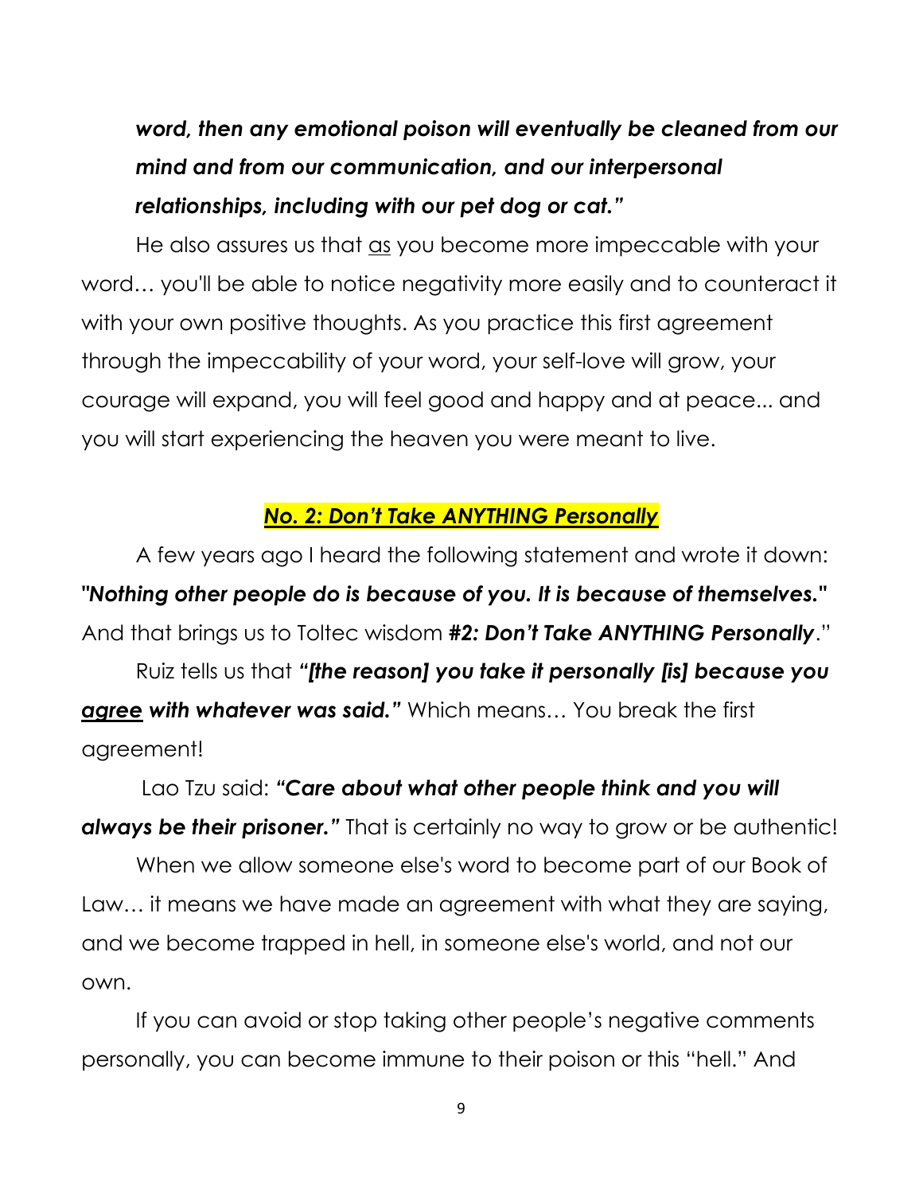***word, then any emotional poison will eventually be cleaned from our mind and from our communication, and our interpersonal relationships, including with our pet dog or cat."***

He also assures us that <u>as</u> you become more impeccable with your word… you'll be able to notice negativity more easily and to counteract it with your own positive thoughts. As you practice this first agreement through the impeccability of your word, your self-love will grow, your courage will expand, you will feel good and happy and at peace... and you will start experiencing the heaven you were meant to live.

## ***<u>No. 2: Don't Take ANYTHING Personally</u>***

A few years ago I heard the following statement and wrote it down: ***"Nothing other people do is because of you. It is because of themselves."*** And that brings us to Toltec wisdom ***#2: Don't Take ANYTHING Personally***."

Ruiz tells us that ***"[the reason] you take it personally [is] because you <u>agree</u> with whatever was said."*** Which means… You break the first agreement!

Lao Tzu said: ***"Care about what other people think and you will always be their prisoner."*** That is certainly no way to grow or be authentic!

When we allow someone else's word to become part of our Book of Law… it means we have made an agreement with what they are saying, and we become trapped in hell, in someone else's world, and not our own.

If you can avoid or stop taking other people's negative comments personally, you can become immune to their poison or this "hell." And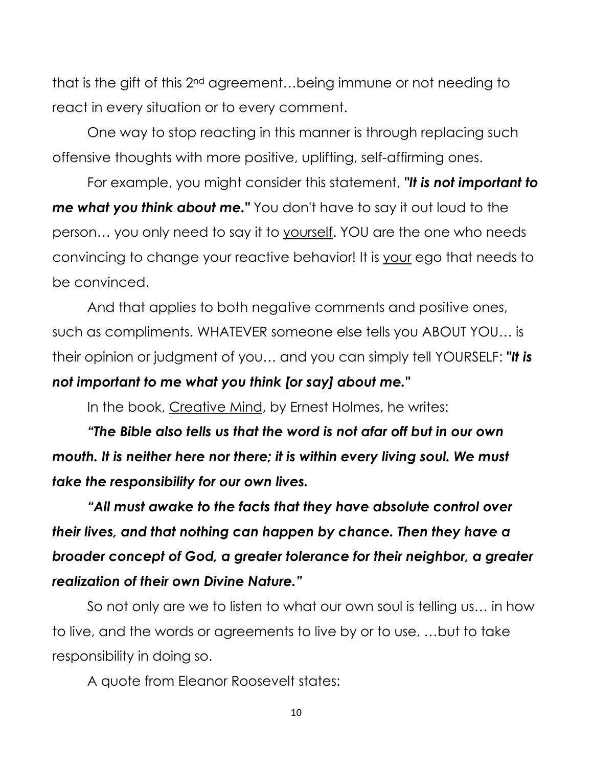that is the gift of this 2nd agreement…being immune or not needing to react in every situation or to every comment.

One way to stop reacting in this manner is through replacing such offensive thoughts with more positive, uplifting, self-affirming ones.

For example, you might consider this statement, ***"It is not important to me what you think about me."*** You don't have to say it out loud to the person… you only need to say it to <u>yourself</u>. YOU are the one who needs convincing to change your reactive behavior! It is <u>your</u> ego that needs to be convinced.

And that applies to both negative comments and positive ones, such as compliments. WHATEVER someone else tells you ABOUT YOU… is their opinion or judgment of you… and you can simply tell YOURSELF: ***"It is not important to me what you think [or say] about me."***

In the book, <u>Creative Mind</u>, by Ernest Holmes, he writes:

***"The Bible also tells us that the word is not afar off but in our own mouth. It is neither here nor there; it is within every living soul. We must take the responsibility for our own lives.***

***"All must awake to the facts that they have absolute control over their lives, and that nothing can happen by chance. Then they have a broader concept of God, a greater tolerance for their neighbor, a greater realization of their own Divine Nature."***

So not only are we to listen to what our own soul is telling us… in how to live, and the words or agreements to live by or to use, …but to take responsibility in doing so.

A quote from Eleanor Roosevelt states: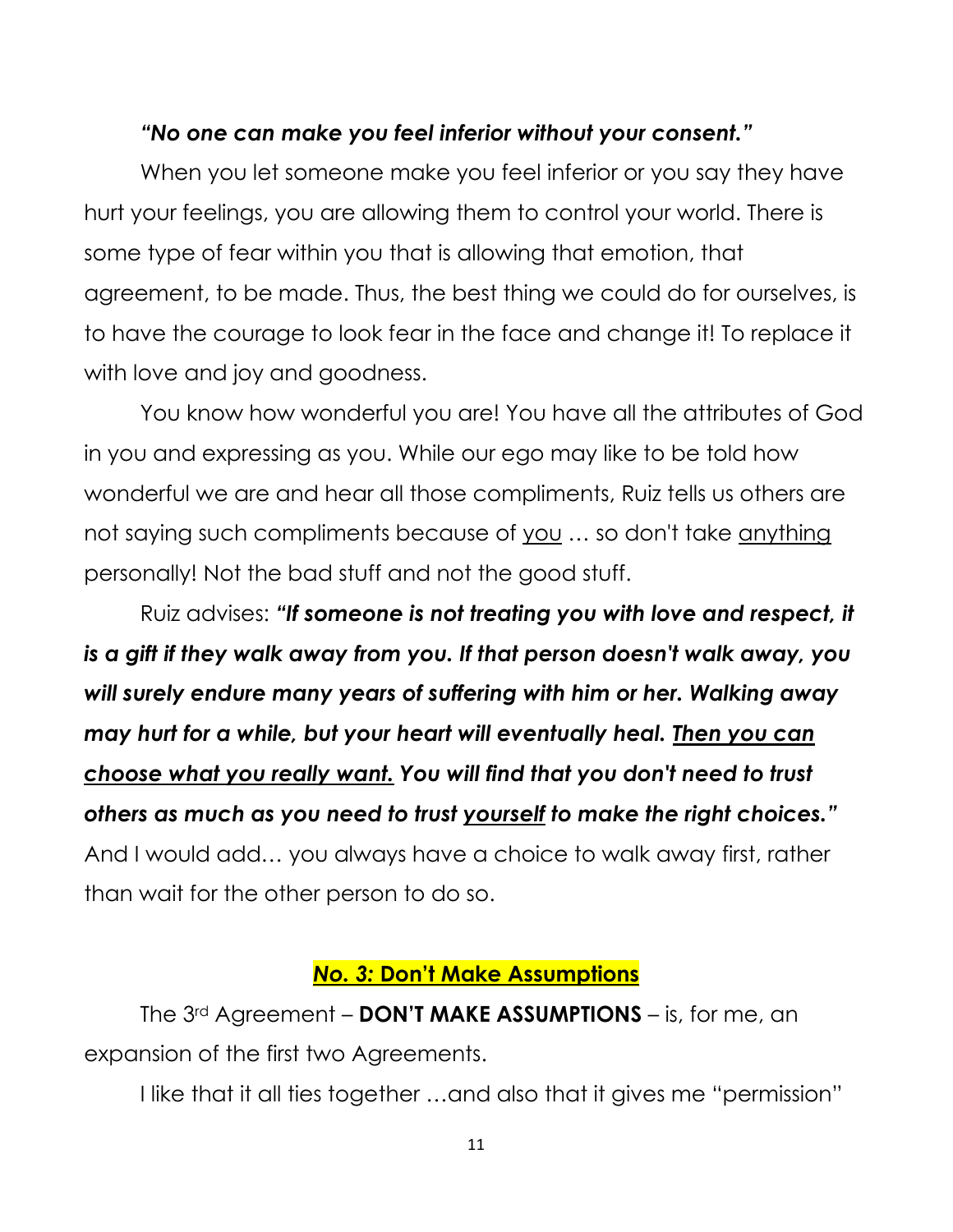***"No one can make you feel inferior without your consent."***

When you let someone make you feel inferior or you say they have hurt your feelings, you are allowing them to control your world. There is some type of fear within you that is allowing that emotion, that agreement, to be made. Thus, the best thing we could do for ourselves, is to have the courage to look fear in the face and change it! To replace it with love and joy and goodness.

You know how wonderful you are! You have all the attributes of God in you and expressing as you. While our ego may like to be told how wonderful we are and hear all those compliments, Ruiz tells us others are not saying such compliments because of <u>you</u> … so don't take <u>anything</u> personally! Not the bad stuff and not the good stuff.

Ruiz advises: ***"If someone is not treating you with love and respect, it is a gift if they walk away from you. If that person doesn't walk away, you will surely endure many years of suffering with him or her. Walking away may hurt for a while, but your heart will eventually heal. <u>Then you can choose what you really want.</u> You will find that you don't need to trust others as much as you need to trust <u>yourself</u> to make the right choices."*** And I would add… you always have a choice to walk away first, rather than wait for the other person to do so.

## <u>*No. 3:* Don't Make Assumptions</u>

The 3rd Agreement – **DON'T MAKE ASSUMPTIONS** – is, for me, an expansion of the first two Agreements.

I like that it all ties together …and also that it gives me "permission"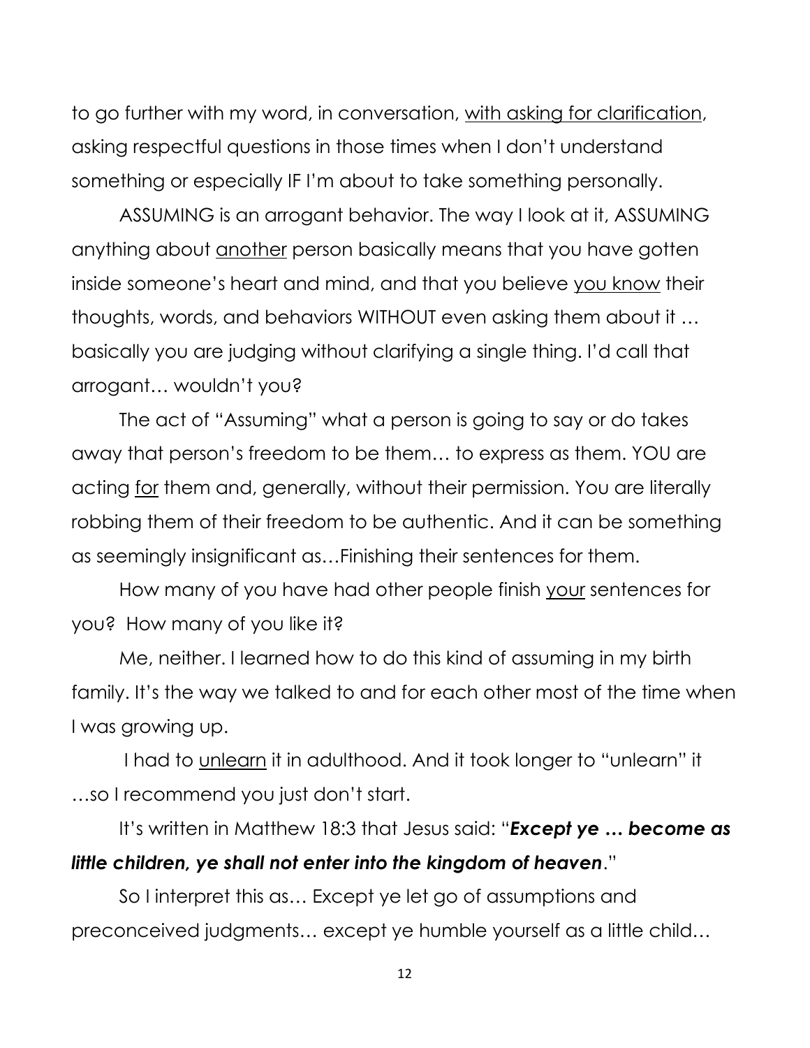to go further with my word, in conversation, <u>with asking for clarification</u>, asking respectful questions in those times when I don't understand something or especially IF I'm about to take something personally.

ASSUMING is an arrogant behavior. The way I look at it, ASSUMING anything about <u>another</u> person basically means that you have gotten inside someone's heart and mind, and that you believe <u>you know</u> their thoughts, words, and behaviors WITHOUT even asking them about it … basically you are judging without clarifying a single thing. I'd call that arrogant… wouldn't you?

The act of "Assuming" what a person is going to say or do takes away that person's freedom to be them… to express as them. YOU are acting <u>for</u> them and, generally, without their permission. You are literally robbing them of their freedom to be authentic. And it can be something as seemingly insignificant as…Finishing their sentences for them.

How many of you have had other people finish <u>your</u> sentences for you? How many of you like it?

Me, neither. I learned how to do this kind of assuming in my birth family. It's the way we talked to and for each other most of the time when I was growing up.

I had to <u>unlearn</u> it in adulthood. And it took longer to "unlearn" it …so I recommend you just don't start.

It's written in Matthew 18:3 that Jesus said: "***Except ye … become as little children, ye shall not enter into the kingdom of heaven***."

So I interpret this as… Except ye let go of assumptions and preconceived judgments… except ye humble yourself as a little child…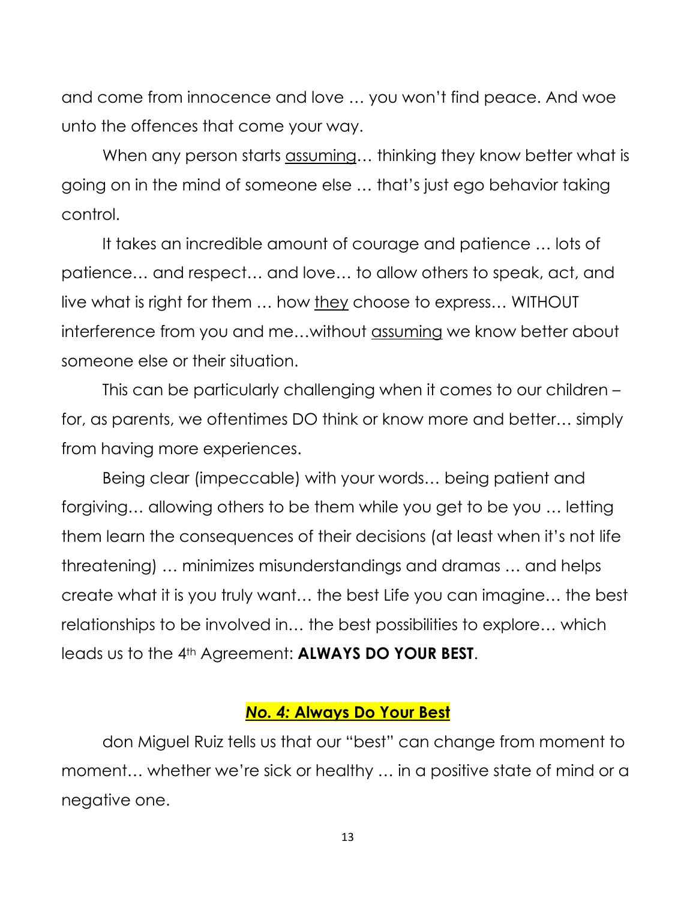and come from innocence and love … you won't find peace. And woe unto the offences that come your way.

When any person starts <u>assuming</u>… thinking they know better what is going on in the mind of someone else … that's just ego behavior taking control.

It takes an incredible amount of courage and patience … lots of patience… and respect… and love… to allow others to speak, act, and live what is right for them … how <u>they</u> choose to express… WITHOUT interference from you and me…without <u>assuming</u> we know better about someone else or their situation.

This can be particularly challenging when it comes to our children – for, as parents, we oftentimes DO think or know more and better… simply from having more experiences.

Being clear (impeccable) with your words… being patient and forgiving… allowing others to be them while you get to be you … letting them learn the consequences of their decisions (at least when it's not life threatening) … minimizes misunderstandings and dramas … and helps create what it is you truly want… the best Life you can imagine… the best relationships to be involved in… the best possibilities to explore… which leads us to the 4th Agreement: **ALWAYS DO YOUR BEST**.

## ***No. 4:* Always Do Your Best**

don Miguel Ruiz tells us that our "best" can change from moment to moment… whether we're sick or healthy … in a positive state of mind or a negative one.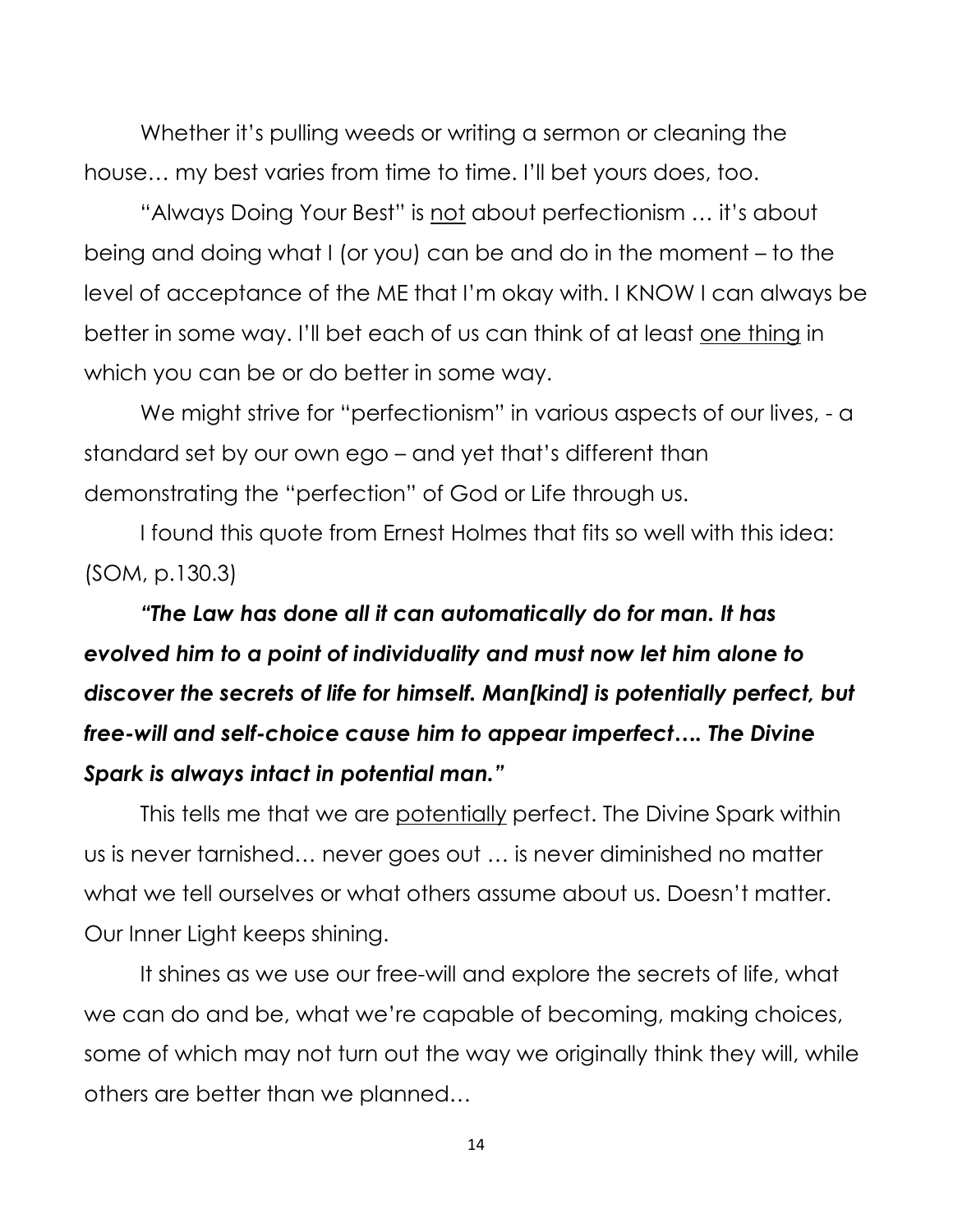Whether it's pulling weeds or writing a sermon or cleaning the house… my best varies from time to time. I'll bet yours does, too.

"Always Doing Your Best" is <u>not</u> about perfectionism … it's about being and doing what I (or you) can be and do in the moment – to the level of acceptance of the ME that I'm okay with. I KNOW I can always be better in some way. I'll bet each of us can think of at least <u>one thing</u> in which you can be or do better in some way.

We might strive for "perfectionism" in various aspects of our lives, - a standard set by our own ego – and yet that's different than demonstrating the "perfection" of God or Life through us.

I found this quote from Ernest Holmes that fits so well with this idea: (SOM, p.130.3)

***"The Law has done all it can automatically do for man. It has evolved him to a point of individuality and must now let him alone to discover the secrets of life for himself. Man[kind] is potentially perfect, but free-will and self-choice cause him to appear imperfect…. The Divine Spark is always intact in potential man."***

This tells me that we are <u>potentially</u> perfect. The Divine Spark within us is never tarnished… never goes out … is never diminished no matter what we tell ourselves or what others assume about us. Doesn't matter. Our Inner Light keeps shining.

It shines as we use our free-will and explore the secrets of life, what we can do and be, what we're capable of becoming, making choices, some of which may not turn out the way we originally think they will, while others are better than we planned…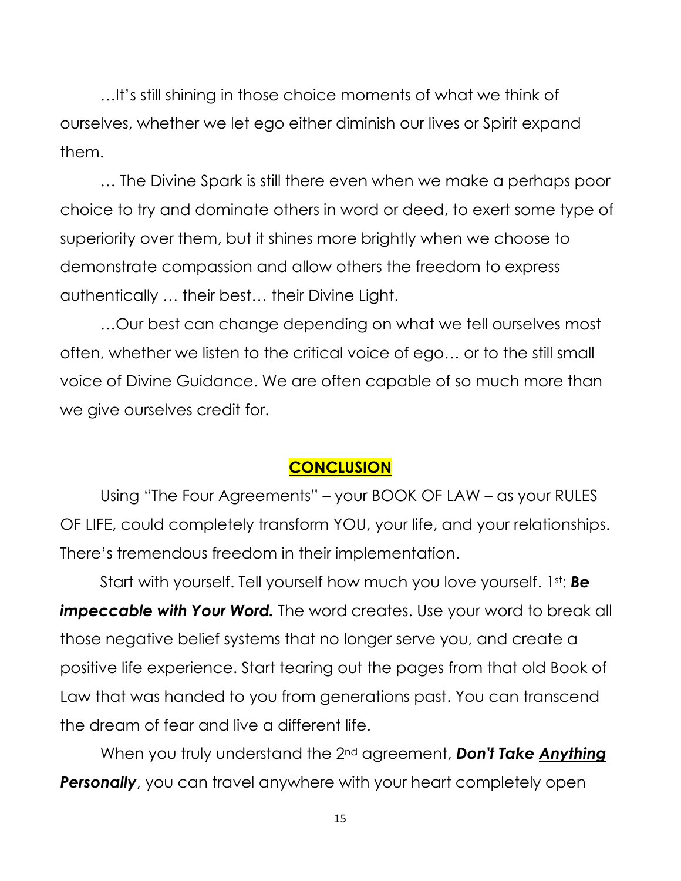…It's still shining in those choice moments of what we think of ourselves, whether we let ego either diminish our lives or Spirit expand them.

… The Divine Spark is still there even when we make a perhaps poor choice to try and dominate others in word or deed, to exert some type of superiority over them, but it shines more brightly when we choose to demonstrate compassion and allow others the freedom to express authentically … their best… their Divine Light.

…Our best can change depending on what we tell ourselves most often, whether we listen to the critical voice of ego… or to the still small voice of Divine Guidance. We are often capable of so much more than we give ourselves credit for.

## **CONCLUSION**

Using "The Four Agreements" – your BOOK OF LAW – as your RULES OF LIFE, could completely transform YOU, your life, and your relationships. There's tremendous freedom in their implementation.

Start with yourself. Tell yourself how much you love yourself. 1st: ***Be impeccable with Your Word.*** The word creates. Use your word to break all those negative belief systems that no longer serve you, and create a positive life experience. Start tearing out the pages from that old Book of Law that was handed to you from generations past. You can transcend the dream of fear and live a different life.

When you truly understand the 2nd agreement, ***Don't Take <u>Anything</u> Personally***, you can travel anywhere with your heart completely open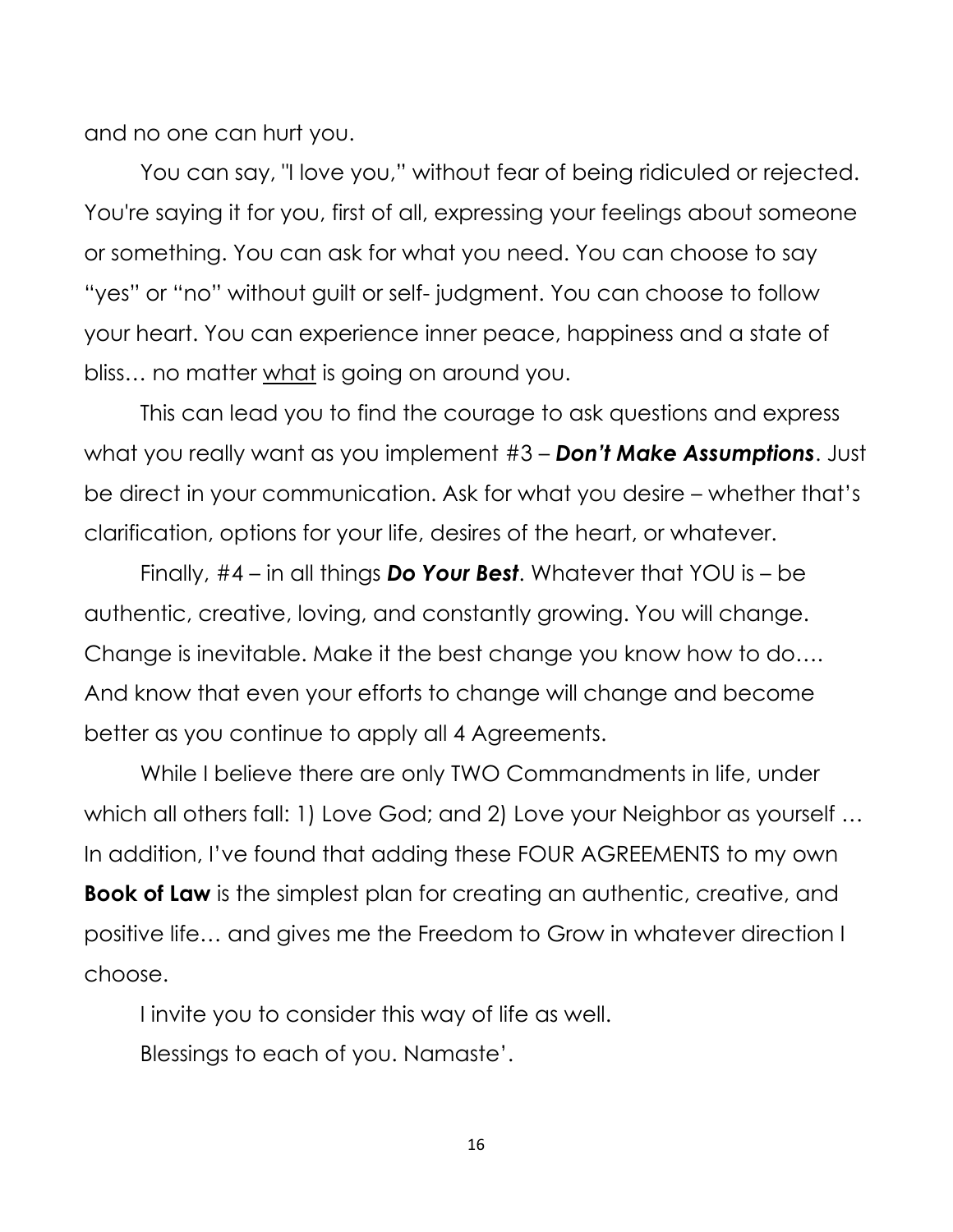and no one can hurt you.

You can say, "I love you," without fear of being ridiculed or rejected. You're saying it for you, first of all, expressing your feelings about someone or something. You can ask for what you need. You can choose to say "yes" or "no" without guilt or self- judgment. You can choose to follow your heart. You can experience inner peace, happiness and a state of bliss… no matter <u>what</u> is going on around you.

This can lead you to find the courage to ask questions and express what you really want as you implement #3 – ***Don't Make Assumptions***. Just be direct in your communication. Ask for what you desire – whether that's clarification, options for your life, desires of the heart, or whatever.

Finally, #4 – in all things ***Do Your Best***. Whatever that YOU is – be authentic, creative, loving, and constantly growing. You will change. Change is inevitable. Make it the best change you know how to do…. And know that even your efforts to change will change and become better as you continue to apply all 4 Agreements.

While I believe there are only TWO Commandments in life, under which all others fall: 1) Love God; and 2) Love your Neighbor as yourself … In addition, I've found that adding these FOUR AGREEMENTS to my own **Book of Law** is the simplest plan for creating an authentic, creative, and positive life… and gives me the Freedom to Grow in whatever direction I choose.

I invite you to consider this way of life as well.

Blessings to each of you. Namaste'.